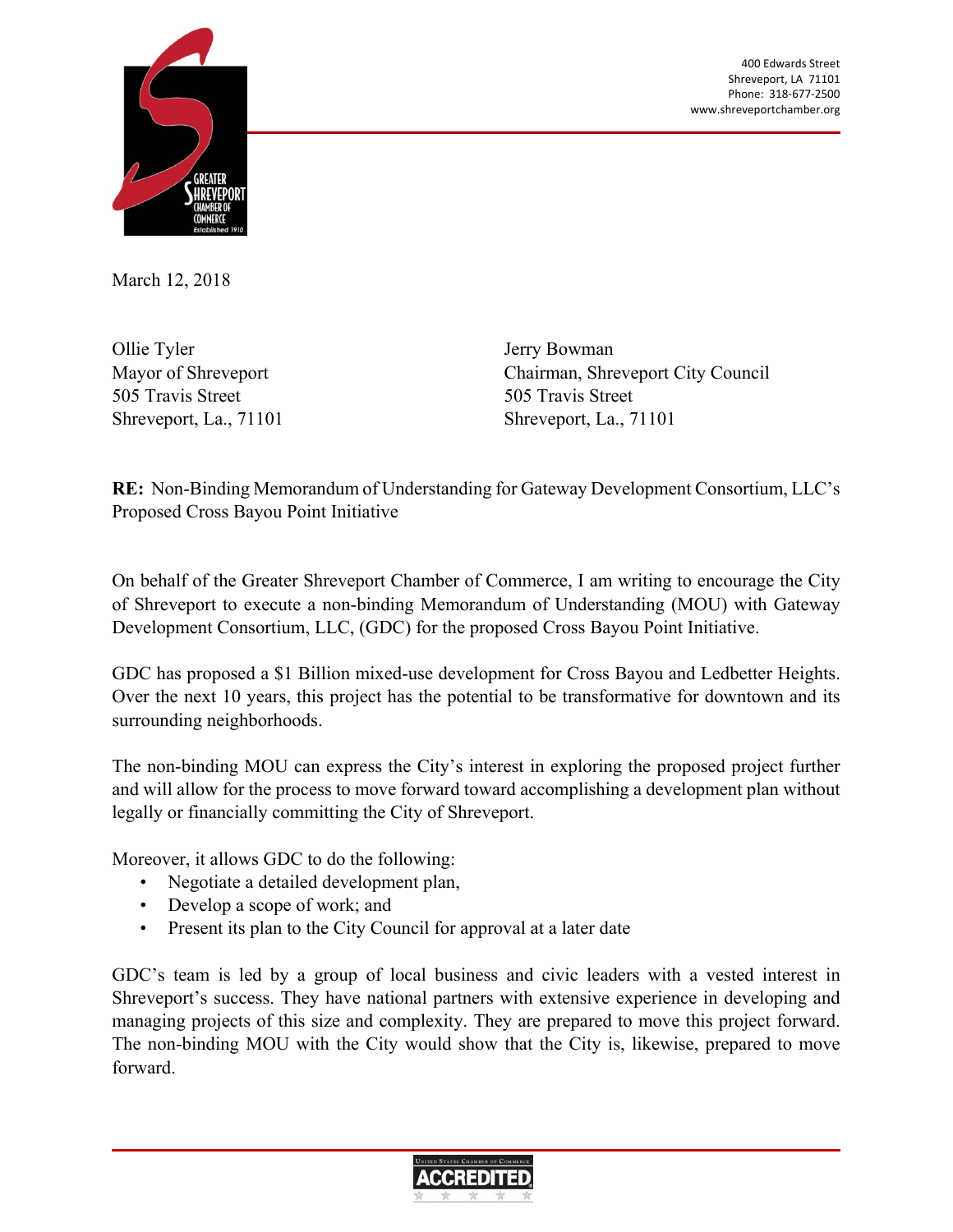400 Edwards Street
Shreveport, LA 71101
Phone: 318-677-2500
www.shreveportchamber.org

March 12, 2018

Ollie Tyler
Mayor of Shreveport
505 Travis Street
Shreveport, La., 71101

Jerry Bowman
Chairman, Shreveport City Council
505 Travis Street
Shreveport, La., 71101

**RE:** Non-Binding Memorandum of Understanding for Gateway Development Consortium, LLC's Proposed Cross Bayou Point Initiative

On behalf of the Greater Shreveport Chamber of Commerce, I am writing to encourage the City of Shreveport to execute a non-binding Memorandum of Understanding (MOU) with Gateway Development Consortium, LLC, (GDC) for the proposed Cross Bayou Point Initiative.

GDC has proposed a $1 Billion mixed-use development for Cross Bayou and Ledbetter Heights. Over the next 10 years, this project has the potential to be transformative for downtown and its surrounding neighborhoods.

The non-binding MOU can express the City's interest in exploring the proposed project further and will allow for the process to move forward toward accomplishing a development plan without legally or financially committing the City of Shreveport.

Moreover, it allows GDC to do the following:

- Negotiate a detailed development plan,
- Develop a scope of work; and
- Present its plan to the City Council for approval at a later date

GDC's team is led by a group of local business and civic leaders with a vested interest in Shreveport's success. They have national partners with extensive experience in developing and managing projects of this size and complexity. They are prepared to move this project forward. The non-binding MOU with the City would show that the City is, likewise, prepared to move forward.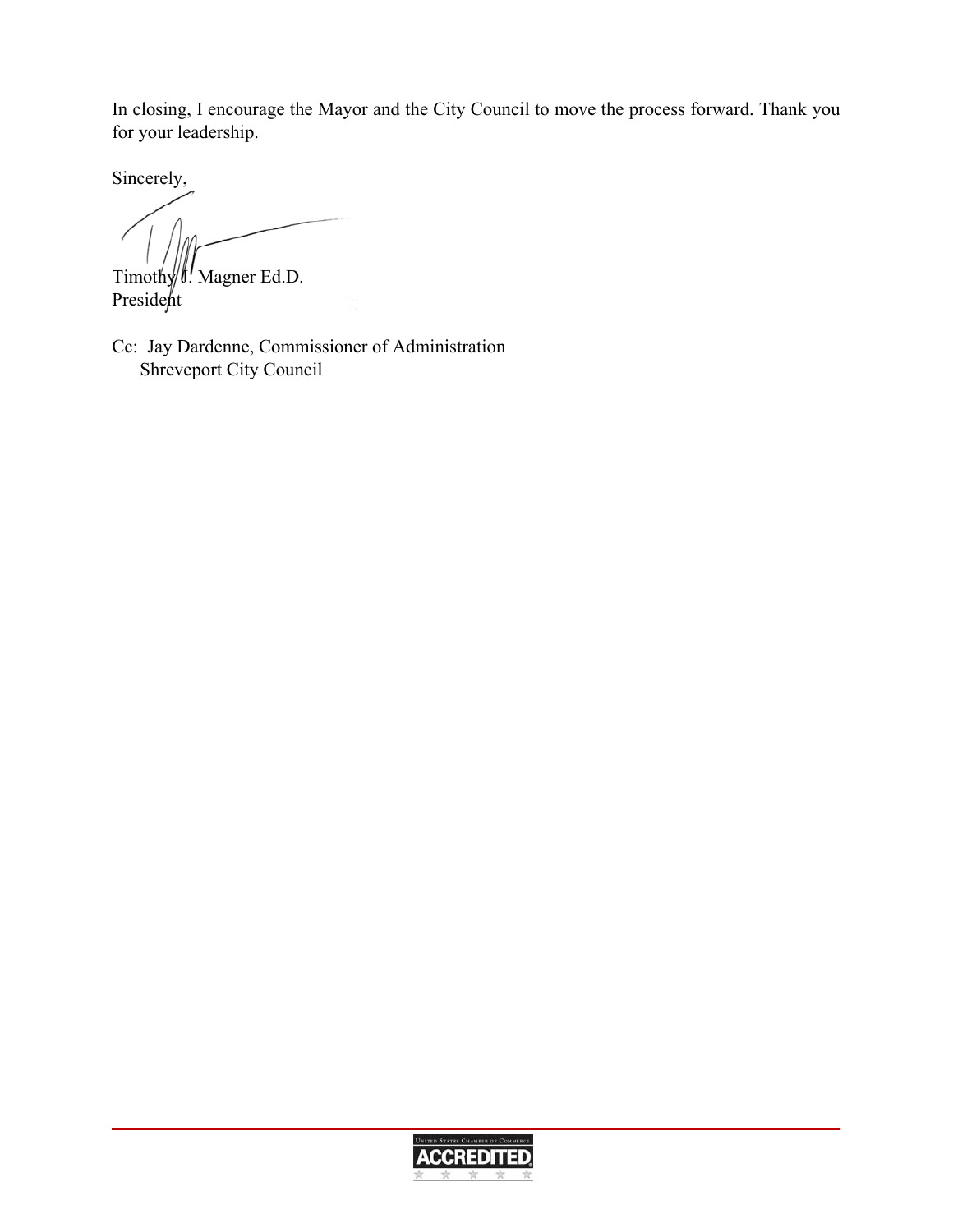In closing, I encourage the Mayor and the City Council to move the process forward. Thank you for your leadership.

Sincerely,

Timothy J. Magner Ed.D.
President

Cc: Jay Dardenne, Commissioner of Administration
Shreveport City Council